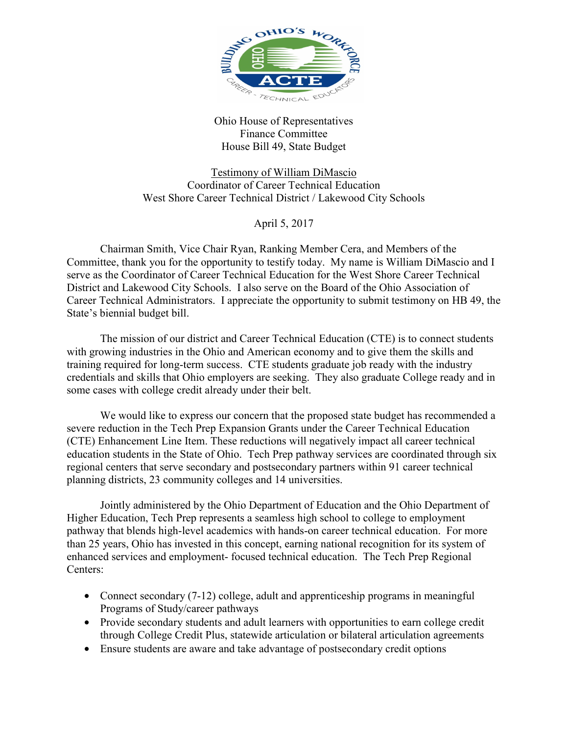Ohio House of Representatives
Finance Committee
House Bill 49, State Budget

Testimony of William DiMascio
Coordinator of Career Technical Education
West Shore Career Technical District / Lakewood City Schools

April 5, 2017

Chairman Smith, Vice Chair Ryan, Ranking Member Cera, and Members of the Committee, thank you for the opportunity to testify today. My name is William DiMascio and I serve as the Coordinator of Career Technical Education for the West Shore Career Technical District and Lakewood City Schools. I also serve on the Board of the Ohio Association of Career Technical Administrators. I appreciate the opportunity to submit testimony on HB 49, the State's biennial budget bill.

The mission of our district and Career Technical Education (CTE) is to connect students with growing industries in the Ohio and American economy and to give them the skills and training required for long-term success. CTE students graduate job ready with the industry credentials and skills that Ohio employers are seeking. They also graduate College ready and in some cases with college credit already under their belt.

We would like to express our concern that the proposed state budget has recommended a severe reduction in the Tech Prep Expansion Grants under the Career Technical Education (CTE) Enhancement Line Item. These reductions will negatively impact all career technical education students in the State of Ohio. Tech Prep pathway services are coordinated through six regional centers that serve secondary and postsecondary partners within 91 career technical planning districts, 23 community colleges and 14 universities.

Jointly administered by the Ohio Department of Education and the Ohio Department of Higher Education, Tech Prep represents a seamless high school to college to employment pathway that blends high-level academics with hands-on career technical education. For more than 25 years, Ohio has invested in this concept, earning national recognition for its system of enhanced services and employment- focused technical education. The Tech Prep Regional Centers:

- Connect secondary (7-12) college, adult and apprenticeship programs in meaningful Programs of Study/career pathways
- Provide secondary students and adult learners with opportunities to earn college credit through College Credit Plus, statewide articulation or bilateral articulation agreements
- Ensure students are aware and take advantage of postsecondary credit options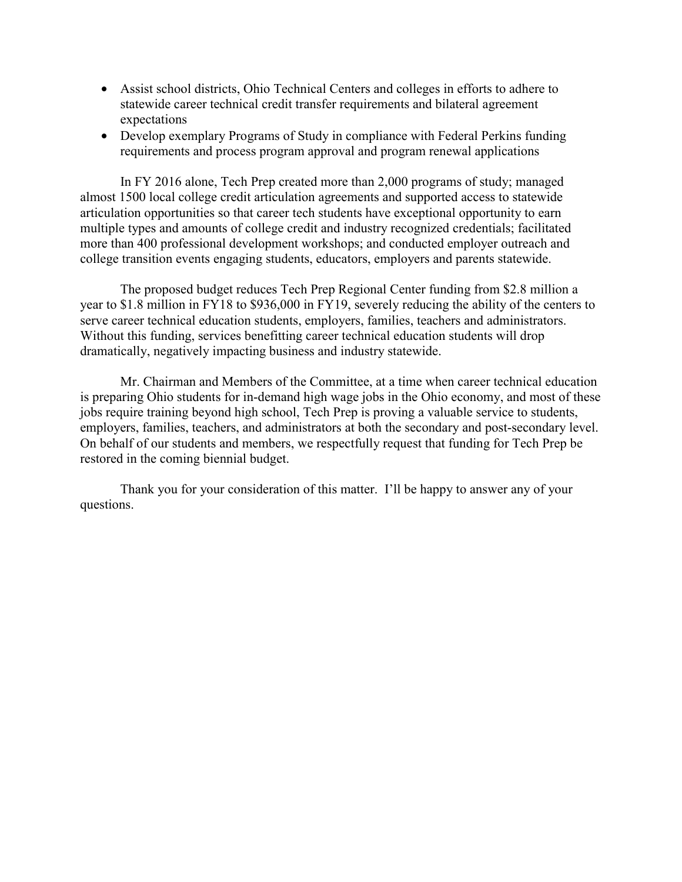- Assist school districts, Ohio Technical Centers and colleges in efforts to adhere to statewide career technical credit transfer requirements and bilateral agreement expectations
- Develop exemplary Programs of Study in compliance with Federal Perkins funding requirements and process program approval and program renewal applications

In FY 2016 alone, Tech Prep created more than 2,000 programs of study; managed almost 1500 local college credit articulation agreements and supported access to statewide articulation opportunities so that career tech students have exceptional opportunity to earn multiple types and amounts of college credit and industry recognized credentials; facilitated more than 400 professional development workshops; and conducted employer outreach and college transition events engaging students, educators, employers and parents statewide.

The proposed budget reduces Tech Prep Regional Center funding from $2.8 million a year to $1.8 million in FY18 to $936,000 in FY19, severely reducing the ability of the centers to serve career technical education students, employers, families, teachers and administrators. Without this funding, services benefitting career technical education students will drop dramatically, negatively impacting business and industry statewide.

Mr. Chairman and Members of the Committee, at a time when career technical education is preparing Ohio students for in-demand high wage jobs in the Ohio economy, and most of these jobs require training beyond high school, Tech Prep is proving a valuable service to students, employers, families, teachers, and administrators at both the secondary and post-secondary level. On behalf of our students and members, we respectfully request that funding for Tech Prep be restored in the coming biennial budget.

Thank you for your consideration of this matter. I'll be happy to answer any of your questions.